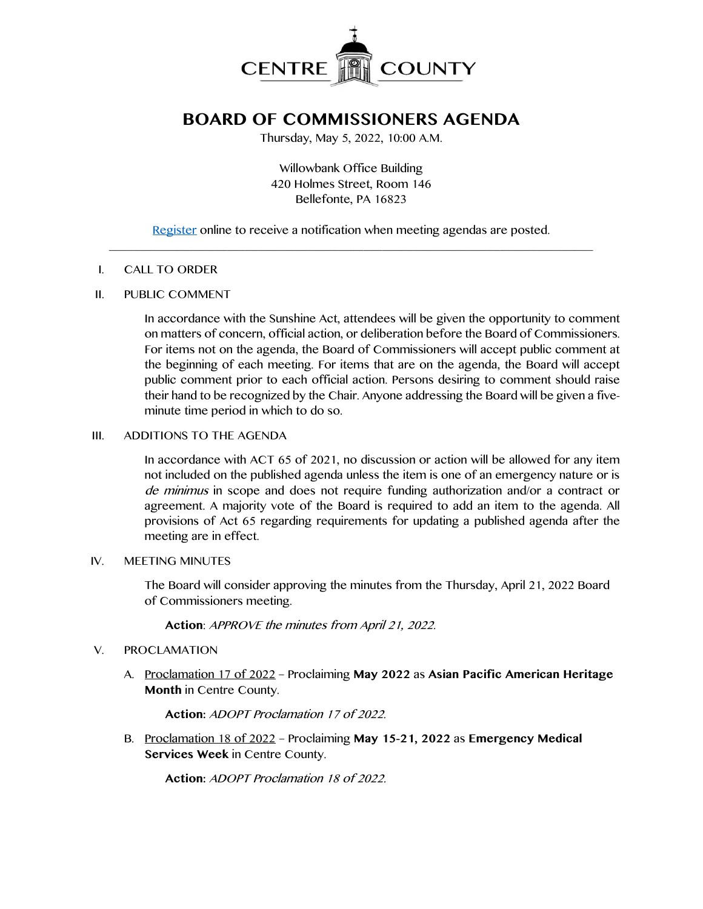CENTRE COUNTY

# BOARD OF COMMISSIONERS AGENDA

Thursday, May 5, 2022, 10:00 A.M.

Willowbank Office Building
420 Holmes Street, Room 146
Bellefonte, PA 16823

Register online to receive a notification when meeting agendas are posted.

---

I. CALL TO ORDER

II. PUBLIC COMMENT

In accordance with the Sunshine Act, attendees will be given the opportunity to comment on matters of concern, official action, or deliberation before the Board of Commissioners. For items not on the agenda, the Board of Commissioners will accept public comment at the beginning of each meeting. For items that are on the agenda, the Board will accept public comment prior to each official action. Persons desiring to comment should raise their hand to be recognized by the Chair. Anyone addressing the Board will be given a five-minute time period in which to do so.

III. ADDITIONS TO THE AGENDA

In accordance with ACT 65 of 2021, no discussion or action will be allowed for any item not included on the published agenda unless the item is one of an emergency nature or is *de minimus* in scope and does not require funding authorization and/or a contract or agreement. A majority vote of the Board is required to add an item to the agenda. All provisions of Act 65 regarding requirements for updating a published agenda after the meeting are in effect.

IV. MEETING MINUTES

The Board will consider approving the minutes from the Thursday, April 21, 2022 Board of Commissioners meeting.

**Action**: *APPROVE the minutes from April 21, 2022.*

V. PROCLAMATION

A. Proclamation 17 of 2022 – Proclaiming **May 2022** as **Asian Pacific American Heritage Month** in Centre County.

**Action:** *ADOPT Proclamation 17 of 2022.*

B. Proclamation 18 of 2022 – Proclaiming **May 15-21, 2022** as **Emergency Medical Services Week** in Centre County.

**Action:** *ADOPT Proclamation 18 of 2022.*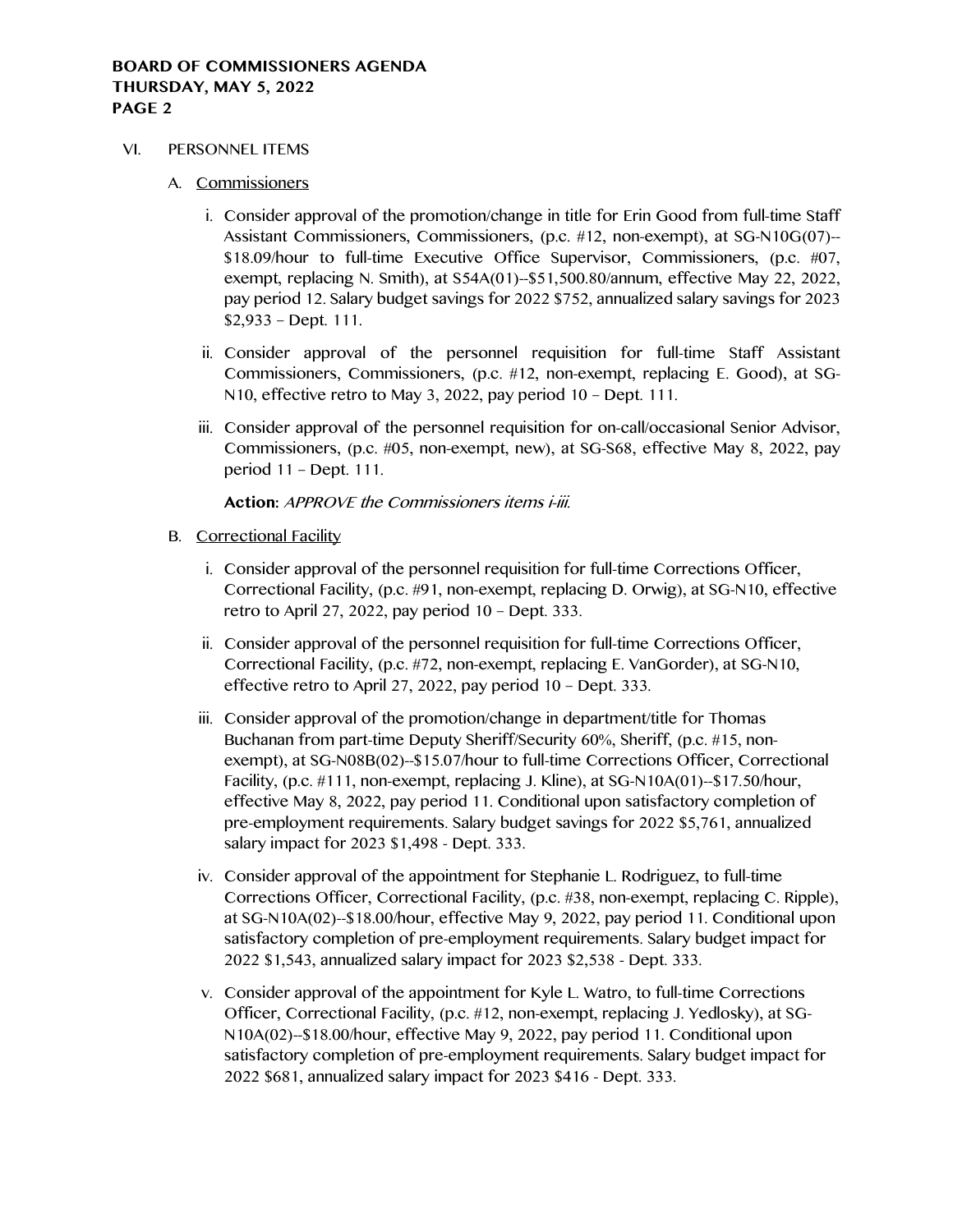VI. PERSONNEL ITEMS

A. Commissioners

i. Consider approval of the promotion/change in title for Erin Good from full-time Staff Assistant Commissioners, Commissioners, (p.c. #12, non-exempt), at SG-N10G(07)--$18.09/hour to full-time Executive Office Supervisor, Commissioners, (p.c. #07, exempt, replacing N. Smith), at S54A(01)--$51,500.80/annum, effective May 22, 2022, pay period 12. Salary budget savings for 2022 $752, annualized salary savings for 2023 $2,933 – Dept. 111.

ii. Consider approval of the personnel requisition for full-time Staff Assistant Commissioners, Commissioners, (p.c. #12, non-exempt, replacing E. Good), at SG-N10, effective retro to May 3, 2022, pay period 10 – Dept. 111.

iii. Consider approval of the personnel requisition for on-call/occasional Senior Advisor, Commissioners, (p.c. #05, non-exempt, new), at SG-S68, effective May 8, 2022, pay period 11 – Dept. 111.

**Action:** *APPROVE the Commissioners items i-iii.*

B. Correctional Facility

i. Consider approval of the personnel requisition for full-time Corrections Officer, Correctional Facility, (p.c. #91, non-exempt, replacing D. Orwig), at SG-N10, effective retro to April 27, 2022, pay period 10 – Dept. 333.

ii. Consider approval of the personnel requisition for full-time Corrections Officer, Correctional Facility, (p.c. #72, non-exempt, replacing E. VanGorder), at SG-N10, effective retro to April 27, 2022, pay period 10 – Dept. 333.

iii. Consider approval of the promotion/change in department/title for Thomas Buchanan from part-time Deputy Sheriff/Security 60%, Sheriff, (p.c. #15, non-exempt), at SG-N08B(02)--$15.07/hour to full-time Corrections Officer, Correctional Facility, (p.c. #111, non-exempt, replacing J. Kline), at SG-N10A(01)--$17.50/hour, effective May 8, 2022, pay period 11. Conditional upon satisfactory completion of pre-employment requirements. Salary budget savings for 2022 $5,761, annualized salary impact for 2023 $1,498 - Dept. 333.

iv. Consider approval of the appointment for Stephanie L. Rodriguez, to full-time Corrections Officer, Correctional Facility, (p.c. #38, non-exempt, replacing C. Ripple), at SG-N10A(02)--$18.00/hour, effective May 9, 2022, pay period 11. Conditional upon satisfactory completion of pre-employment requirements. Salary budget impact for 2022 $1,543, annualized salary impact for 2023 $2,538 - Dept. 333.

v. Consider approval of the appointment for Kyle L. Watro, to full-time Corrections Officer, Correctional Facility, (p.c. #12, non-exempt, replacing J. Yedlosky), at SG-N10A(02)--$18.00/hour, effective May 9, 2022, pay period 11. Conditional upon satisfactory completion of pre-employment requirements. Salary budget impact for 2022 $681, annualized salary impact for 2023 $416 - Dept. 333.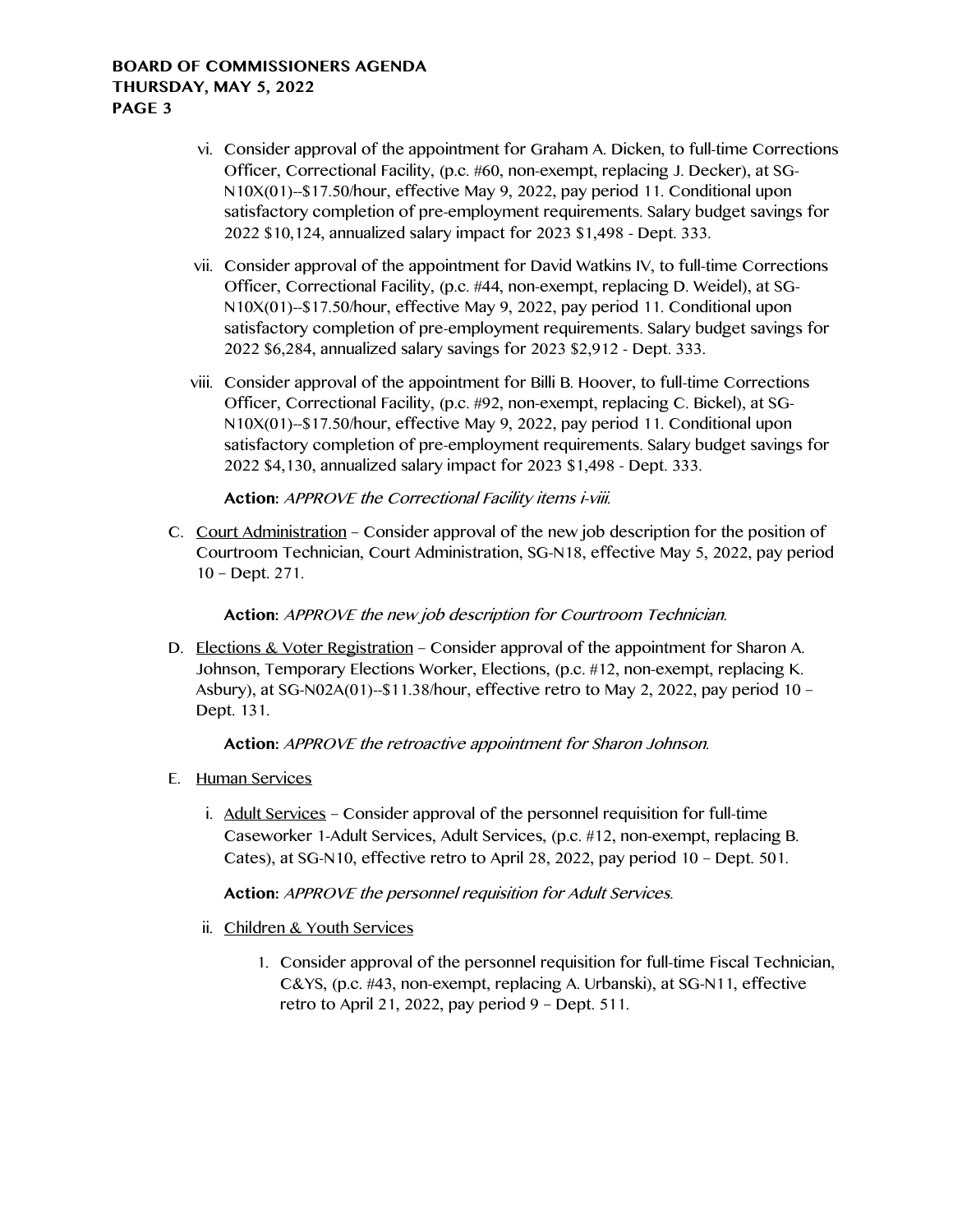vi. Consider approval of the appointment for Graham A. Dicken, to full-time Corrections Officer, Correctional Facility, (p.c. #60, non-exempt, replacing J. Decker), at SG-N10X(01)--$17.50/hour, effective May 9, 2022, pay period 11. Conditional upon satisfactory completion of pre-employment requirements. Salary budget savings for 2022 $10,124, annualized salary impact for 2023 $1,498 - Dept. 333.

vii. Consider approval of the appointment for David Watkins IV, to full-time Corrections Officer, Correctional Facility, (p.c. #44, non-exempt, replacing D. Weidel), at SG-N10X(01)--$17.50/hour, effective May 9, 2022, pay period 11. Conditional upon satisfactory completion of pre-employment requirements. Salary budget savings for 2022 $6,284, annualized salary savings for 2023 $2,912 - Dept. 333.

viii. Consider approval of the appointment for Billi B. Hoover, to full-time Corrections Officer, Correctional Facility, (p.c. #92, non-exempt, replacing C. Bickel), at SG-N10X(01)--$17.50/hour, effective May 9, 2022, pay period 11. Conditional upon satisfactory completion of pre-employment requirements. Salary budget savings for 2022 $4,130, annualized salary impact for 2023 $1,498 - Dept. 333.

**Action:** *APPROVE the Correctional Facility items i-viii.*

C. Court Administration – Consider approval of the new job description for the position of Courtroom Technician, Court Administration, SG-N18, effective May 5, 2022, pay period 10 – Dept. 271.

**Action:** *APPROVE the new job description for Courtroom Technician.*

D. Elections & Voter Registration – Consider approval of the appointment for Sharon A. Johnson, Temporary Elections Worker, Elections, (p.c. #12, non-exempt, replacing K. Asbury), at SG-N02A(01)--$11.38/hour, effective retro to May 2, 2022, pay period 10 – Dept. 131.

**Action:** *APPROVE the retroactive appointment for Sharon Johnson.*

E. Human Services

i. Adult Services – Consider approval of the personnel requisition for full-time Caseworker 1-Adult Services, Adult Services, (p.c. #12, non-exempt, replacing B. Cates), at SG-N10, effective retro to April 28, 2022, pay period 10 – Dept. 501.

**Action:** *APPROVE the personnel requisition for Adult Services.*

ii. Children & Youth Services

1. Consider approval of the personnel requisition for full-time Fiscal Technician, C&YS, (p.c. #43, non-exempt, replacing A. Urbanski), at SG-N11, effective retro to April 21, 2022, pay period 9 – Dept. 511.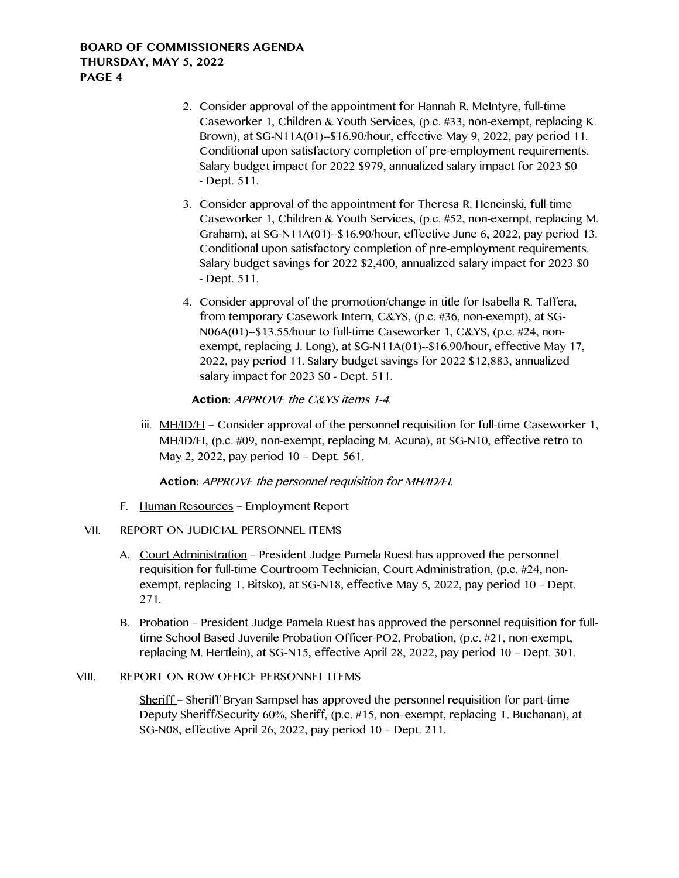2. Consider approval of the appointment for Hannah R. McIntyre, full-time Caseworker 1, Children & Youth Services, (p.c. #33, non-exempt, replacing K. Brown), at SG-N11A(01)--$16.90/hour, effective May 9, 2022, pay period 11. Conditional upon satisfactory completion of pre-employment requirements. Salary budget impact for 2022 $979, annualized salary impact for 2023 $0 - Dept. 511.

3. Consider approval of the appointment for Theresa R. Hencinski, full-time Caseworker 1, Children & Youth Services, (p.c. #52, non-exempt, replacing M. Graham), at SG-N11A(01)--$16.90/hour, effective June 6, 2022, pay period 13. Conditional upon satisfactory completion of pre-employment requirements. Salary budget savings for 2022 $2,400, annualized salary impact for 2023 $0 - Dept. 511.

4. Consider approval of the promotion/change in title for Isabella R. Taffera, from temporary Casework Intern, C&YS, (p.c. #36, non-exempt), at SG-N06A(01)--$13.55/hour to full-time Caseworker 1, C&YS, (p.c. #24, non-exempt, replacing J. Long), at SG-N11A(01)--$16.90/hour, effective May 17, 2022, pay period 11. Salary budget savings for 2022 $12,883, annualized salary impact for 2023 $0 - Dept. 511.

**Action:** *APPROVE the C&YS items 1-4.*

iii. <u>MH/ID/EI</u> – Consider approval of the personnel requisition for full-time Caseworker 1, MH/ID/EI, (p.c. #09, non-exempt, replacing M. Acuna), at SG-N10, effective retro to May 2, 2022, pay period 10 – Dept. 561.

**Action:** *APPROVE the personnel requisition for MH/ID/EI.*

F. <u>Human Resources</u> – Employment Report

VII. REPORT ON JUDICIAL PERSONNEL ITEMS

A. <u>Court Administration</u> – President Judge Pamela Ruest has approved the personnel requisition for full-time Courtroom Technician, Court Administration, (p.c. #24, non-exempt, replacing T. Bitsko), at SG-N18, effective May 5, 2022, pay period 10 – Dept. 271.

B. <u>Probation</u> – President Judge Pamela Ruest has approved the personnel requisition for full-time School Based Juvenile Probation Officer-PO2, Probation, (p.c. #21, non-exempt, replacing M. Hertlein), at SG-N15, effective April 28, 2022, pay period 10 – Dept. 301.

VIII. REPORT ON ROW OFFICE PERSONNEL ITEMS

<u>Sheriff</u> – Sheriff Bryan Sampsel has approved the personnel requisition for part-time Deputy Sheriff/Security 60%, Sheriff, (p.c. #15, non–exempt, replacing T. Buchanan), at SG-N08, effective April 26, 2022, pay period 10 – Dept. 211.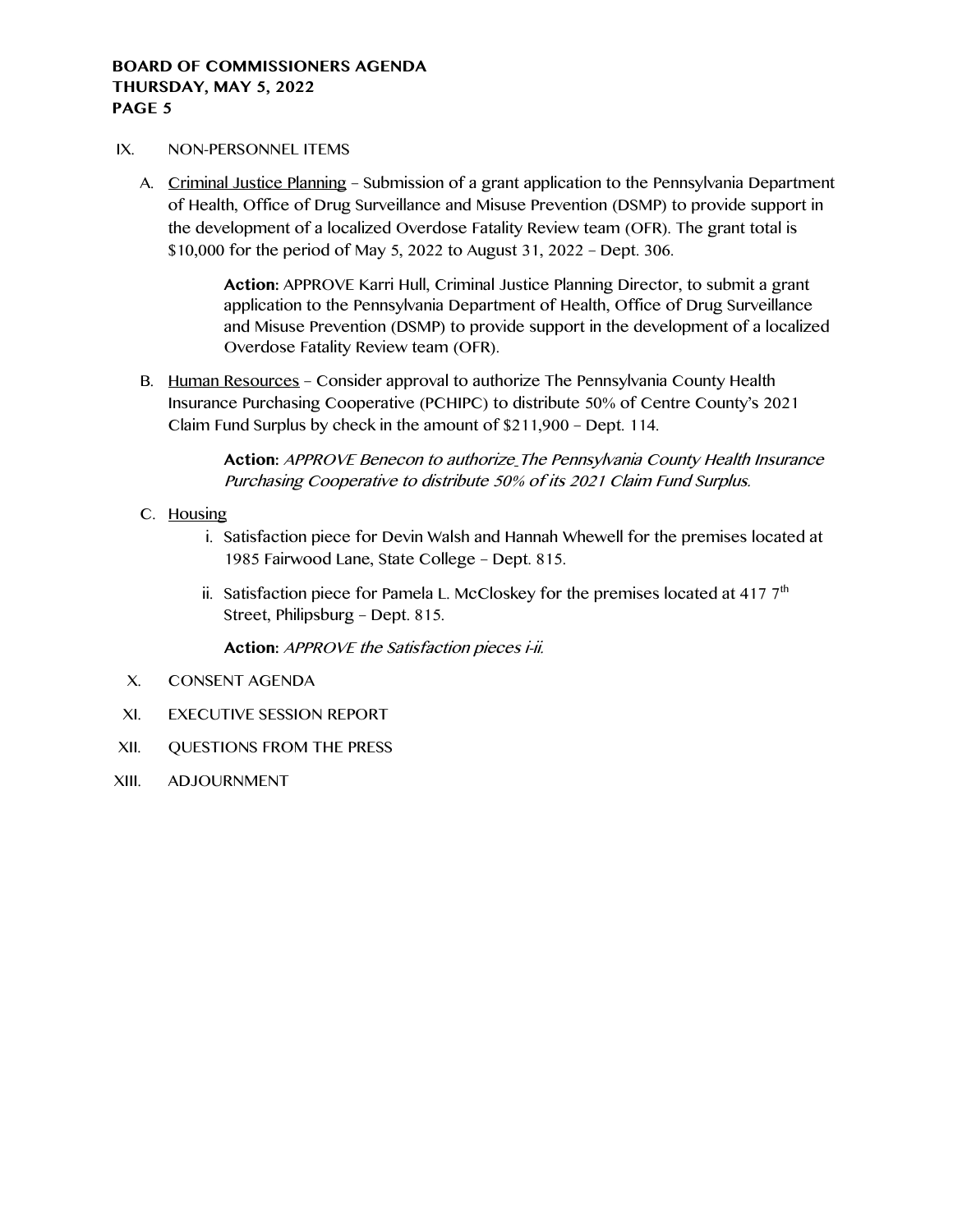IX. NON-PERSONNEL ITEMS

A. Criminal Justice Planning – Submission of a grant application to the Pennsylvania Department of Health, Office of Drug Surveillance and Misuse Prevention (DSMP) to provide support in the development of a localized Overdose Fatality Review team (OFR). The grant total is $10,000 for the period of May 5, 2022 to August 31, 2022 – Dept. 306.

> **Action:** APPROVE Karri Hull, Criminal Justice Planning Director, to submit a grant application to the Pennsylvania Department of Health, Office of Drug Surveillance and Misuse Prevention (DSMP) to provide support in the development of a localized Overdose Fatality Review team (OFR).

B. Human Resources – Consider approval to authorize The Pennsylvania County Health Insurance Purchasing Cooperative (PCHIPC) to distribute 50% of Centre County's 2021 Claim Fund Surplus by check in the amount of $211,900 – Dept. 114.

> **Action:** *APPROVE Benecon to authorize The Pennsylvania County Health Insurance Purchasing Cooperative to distribute 50% of its 2021 Claim Fund Surplus.*

C. Housing

i. Satisfaction piece for Devin Walsh and Hannah Whewell for the premises located at 1985 Fairwood Lane, State College – Dept. 815.

ii. Satisfaction piece for Pamela L. McCloskey for the premises located at 417 7th Street, Philipsburg – Dept. 815.

> **Action:** *APPROVE the Satisfaction pieces i-ii.*

X. CONSENT AGENDA

XI. EXECUTIVE SESSION REPORT

XII. QUESTIONS FROM THE PRESS

XIII. ADJOURNMENT